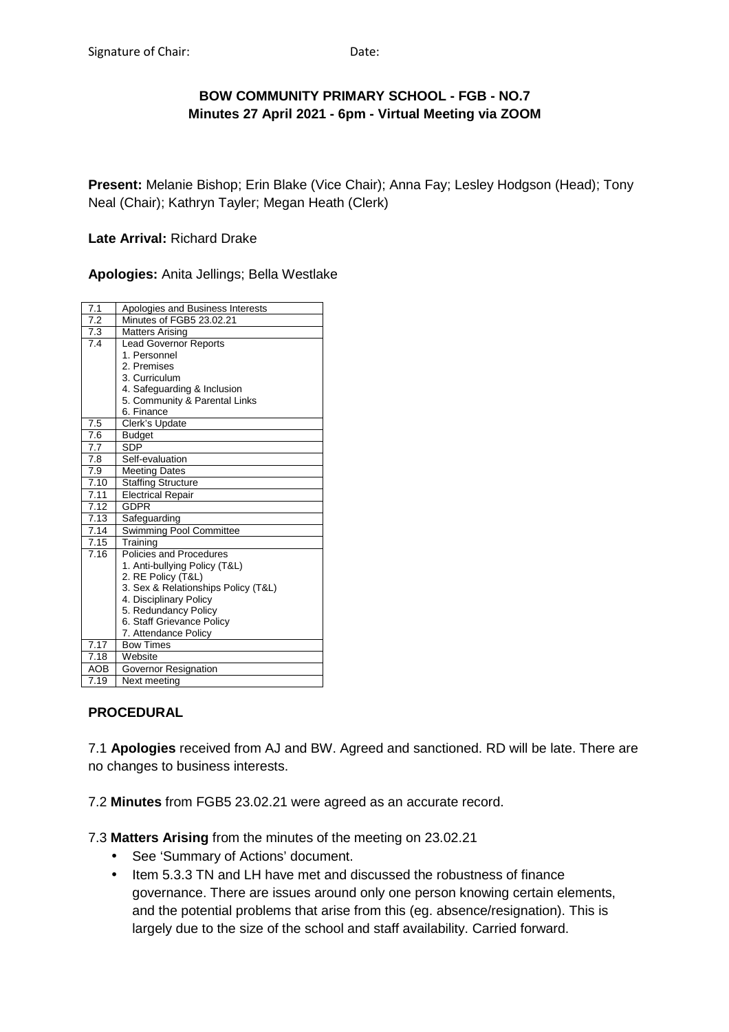Signature of Chair: Date:

**BOW COMMUNITY PRIMARY SCHOOL - FGB - NO.7**
**Minutes 27 April 2021 - 6pm - Virtual Meeting via ZOOM**

**Present:** Melanie Bishop; Erin Blake (Vice Chair); Anna Fay; Lesley Hodgson (Head); Tony Neal (Chair); Kathryn Tayler; Megan Heath (Clerk)

**Late Arrival:** Richard Drake

**Apologies:** Anita Jellings; Bella Westlake

| | |
|---|---|
| 7.1 | Apologies and Business Interests |
| 7.2 | Minutes of FGB5 23.02.21 |
| 7.3 | Matters Arising |
| 7.4 | Lead Governor Reports<br>1. Personnel<br>2. Premises<br>3. Curriculum<br>4. Safeguarding & Inclusion<br>5. Community & Parental Links<br>6. Finance |
| 7.5 | Clerk's Update |
| 7.6 | Budget |
| 7.7 | SDP |
| 7.8 | Self-evaluation |
| 7.9 | Meeting Dates |
| 7.10 | Staffing Structure |
| 7.11 | Electrical Repair |
| 7.12 | GDPR |
| 7.13 | Safeguarding |
| 7.14 | Swimming Pool Committee |
| 7.15 | Training |
| 7.16 | Policies and Procedures<br>1. Anti-bullying Policy (T&L)<br>2. RE Policy (T&L)<br>3. Sex & Relationships Policy (T&L)<br>4. Disciplinary Policy<br>5. Redundancy Policy<br>6. Staff Grievance Policy<br>7. Attendance Policy |
| 7.17 | Bow Times |
| 7.18 | Website |
| AOB | Governor Resignation |
| 7.19 | Next meeting |

**PROCEDURAL**

7.1 **Apologies** received from AJ and BW. Agreed and sanctioned. RD will be late. There are no changes to business interests.

7.2 **Minutes** from FGB5 23.02.21 were agreed as an accurate record.

7.3 **Matters Arising** from the minutes of the meeting on 23.02.21

- See 'Summary of Actions' document.
- Item 5.3.3 TN and LH have met and discussed the robustness of finance governance. There are issues around only one person knowing certain elements, and the potential problems that arise from this (eg. absence/resignation). This is largely due to the size of the school and staff availability. Carried forward.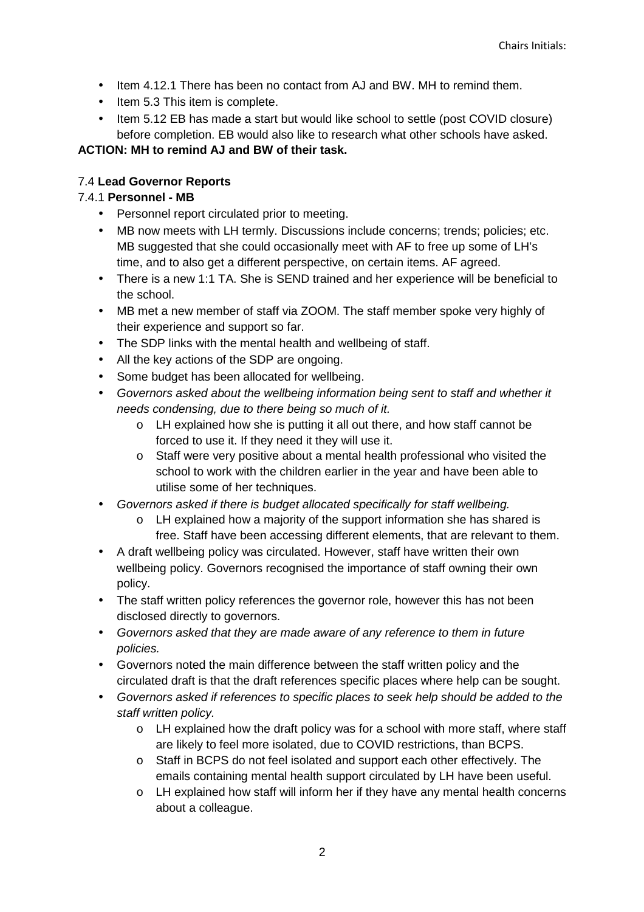- Item 4.12.1 There has been no contact from AJ and BW. MH to remind them.
- Item 5.3 This item is complete.
- Item 5.12 EB has made a start but would like school to settle (post COVID closure) before completion. EB would also like to research what other schools have asked.

**ACTION: MH to remind AJ and BW of their task.**

7.4 **Lead Governor Reports**

7.4.1 **Personnel - MB**

- Personnel report circulated prior to meeting.
- MB now meets with LH termly. Discussions include concerns; trends; policies; etc. MB suggested that she could occasionally meet with AF to free up some of LH's time, and to also get a different perspective, on certain items. AF agreed.
- There is a new 1:1 TA. She is SEND trained and her experience will be beneficial to the school.
- MB met a new member of staff via ZOOM. The staff member spoke very highly of their experience and support so far.
- The SDP links with the mental health and wellbeing of staff.
- All the key actions of the SDP are ongoing.
- Some budget has been allocated for wellbeing.
- *Governors asked about the wellbeing information being sent to staff and whether it needs condensing, due to there being so much of it.*
    - LH explained how she is putting it all out there, and how staff cannot be forced to use it. If they need it they will use it.
    - Staff were very positive about a mental health professional who visited the school to work with the children earlier in the year and have been able to utilise some of her techniques.
- *Governors asked if there is budget allocated specifically for staff wellbeing.*
    - LH explained how a majority of the support information she has shared is free. Staff have been accessing different elements, that are relevant to them.
- A draft wellbeing policy was circulated. However, staff have written their own wellbeing policy. Governors recognised the importance of staff owning their own policy.
- The staff written policy references the governor role, however this has not been disclosed directly to governors.
- *Governors asked that they are made aware of any reference to them in future policies.*
- Governors noted the main difference between the staff written policy and the circulated draft is that the draft references specific places where help can be sought.
- *Governors asked if references to specific places to seek help should be added to the staff written policy.*
    - LH explained how the draft policy was for a school with more staff, where staff are likely to feel more isolated, due to COVID restrictions, than BCPS.
    - Staff in BCPS do not feel isolated and support each other effectively. The emails containing mental health support circulated by LH have been useful.
    - LH explained how staff will inform her if they have any mental health concerns about a colleague.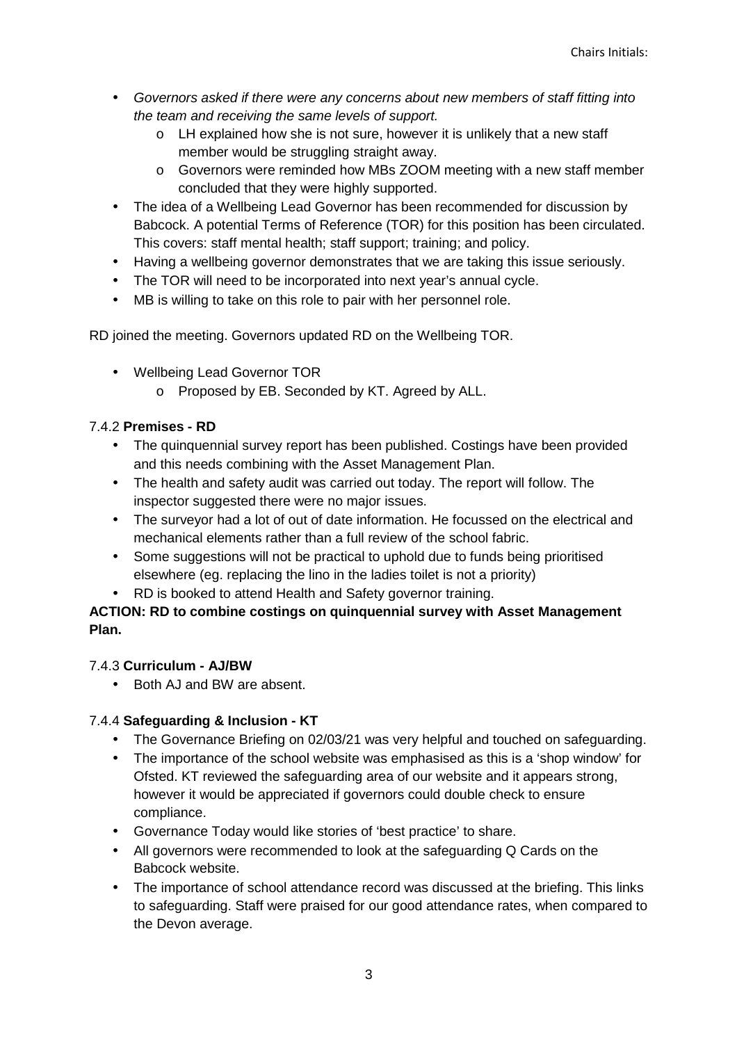- *Governors asked if there were any concerns about new members of staff fitting into the team and receiving the same levels of support.*
    - LH explained how she is not sure, however it is unlikely that a new staff member would be struggling straight away.
    - Governors were reminded how MBs ZOOM meeting with a new staff member concluded that they were highly supported.
- The idea of a Wellbeing Lead Governor has been recommended for discussion by Babcock. A potential Terms of Reference (TOR) for this position has been circulated. This covers: staff mental health; staff support; training; and policy.
- Having a wellbeing governor demonstrates that we are taking this issue seriously.
- The TOR will need to be incorporated into next year's annual cycle.
- MB is willing to take on this role to pair with her personnel role.

RD joined the meeting. Governors updated RD on the Wellbeing TOR.

- Wellbeing Lead Governor TOR
    - Proposed by EB. Seconded by KT. Agreed by ALL.

7.4.2 **Premises - RD**

- The quinquennial survey report has been published. Costings have been provided and this needs combining with the Asset Management Plan.
- The health and safety audit was carried out today. The report will follow. The inspector suggested there were no major issues.
- The surveyor had a lot of out of date information. He focussed on the electrical and mechanical elements rather than a full review of the school fabric.
- Some suggestions will not be practical to uphold due to funds being prioritised elsewhere (eg. replacing the lino in the ladies toilet is not a priority)
- RD is booked to attend Health and Safety governor training.

**ACTION: RD to combine costings on quinquennial survey with Asset Management Plan.**

7.4.3 **Curriculum - AJ/BW**

- Both AJ and BW are absent.

7.4.4 **Safeguarding & Inclusion - KT**

- The Governance Briefing on 02/03/21 was very helpful and touched on safeguarding.
- The importance of the school website was emphasised as this is a 'shop window' for Ofsted. KT reviewed the safeguarding area of our website and it appears strong, however it would be appreciated if governors could double check to ensure compliance.
- Governance Today would like stories of 'best practice' to share.
- All governors were recommended to look at the safeguarding Q Cards on the Babcock website.
- The importance of school attendance record was discussed at the briefing. This links to safeguarding. Staff were praised for our good attendance rates, when compared to the Devon average.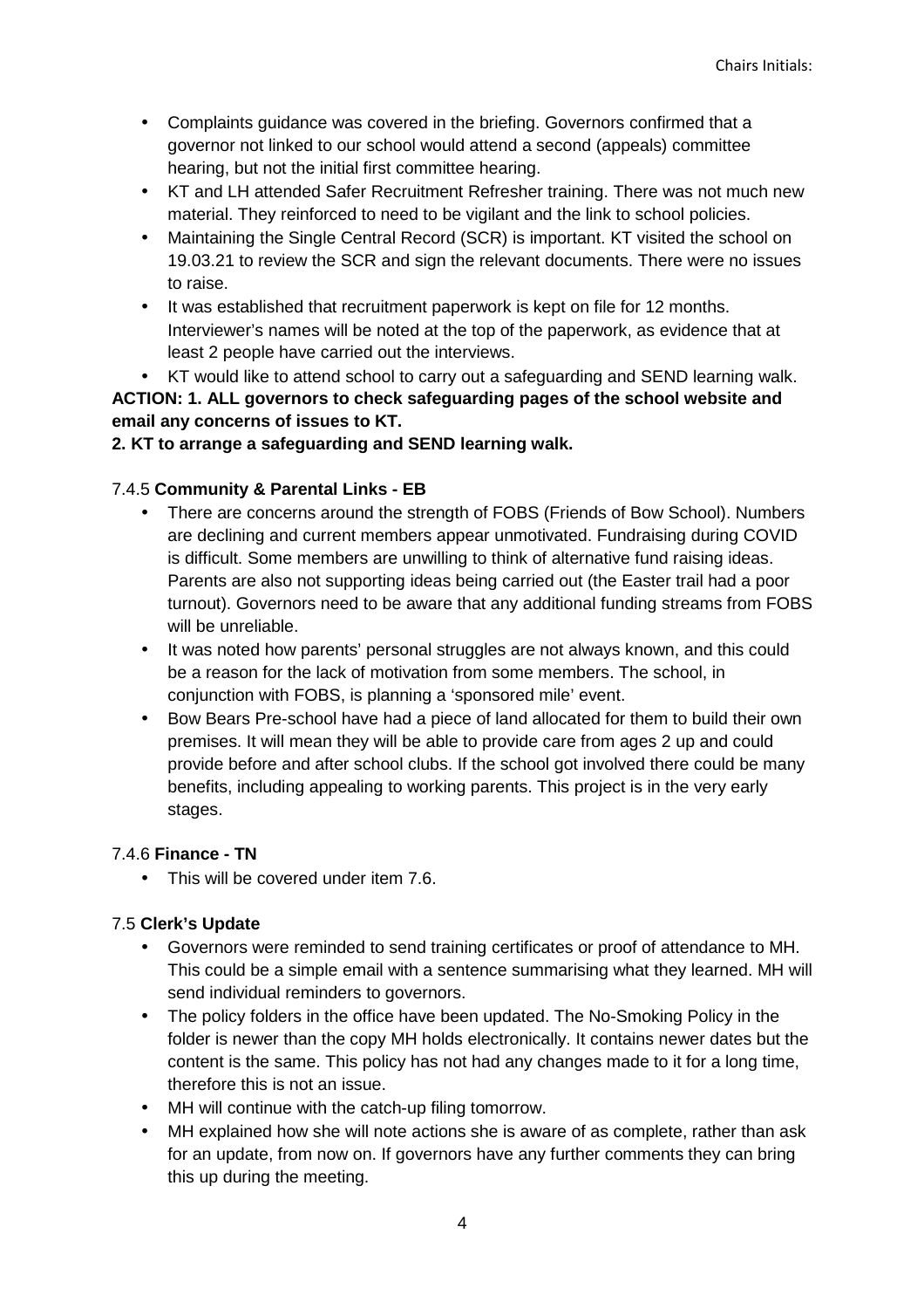- Complaints guidance was covered in the briefing. Governors confirmed that a governor not linked to our school would attend a second (appeals) committee hearing, but not the initial first committee hearing.
- KT and LH attended Safer Recruitment Refresher training. There was not much new material. They reinforced to need to be vigilant and the link to school policies.
- Maintaining the Single Central Record (SCR) is important. KT visited the school on 19.03.21 to review the SCR and sign the relevant documents. There were no issues to raise.
- It was established that recruitment paperwork is kept on file for 12 months. Interviewer's names will be noted at the top of the paperwork, as evidence that at least 2 people have carried out the interviews.
- KT would like to attend school to carry out a safeguarding and SEND learning walk.

**ACTION: 1. ALL governors to check safeguarding pages of the school website and email any concerns of issues to KT.**
**2. KT to arrange a safeguarding and SEND learning walk.**

7.4.5 **Community & Parental Links - EB**

- There are concerns around the strength of FOBS (Friends of Bow School). Numbers are declining and current members appear unmotivated. Fundraising during COVID is difficult. Some members are unwilling to think of alternative fund raising ideas. Parents are also not supporting ideas being carried out (the Easter trail had a poor turnout). Governors need to be aware that any additional funding streams from FOBS will be unreliable.
- It was noted how parents' personal struggles are not always known, and this could be a reason for the lack of motivation from some members. The school, in conjunction with FOBS, is planning a 'sponsored mile' event.
- Bow Bears Pre-school have had a piece of land allocated for them to build their own premises. It will mean they will be able to provide care from ages 2 up and could provide before and after school clubs. If the school got involved there could be many benefits, including appealing to working parents. This project is in the very early stages.

7.4.6 **Finance - TN**

- This will be covered under item 7.6.

7.5 **Clerk's Update**

- Governors were reminded to send training certificates or proof of attendance to MH. This could be a simple email with a sentence summarising what they learned. MH will send individual reminders to governors.
- The policy folders in the office have been updated. The No-Smoking Policy in the folder is newer than the copy MH holds electronically. It contains newer dates but the content is the same. This policy has not had any changes made to it for a long time, therefore this is not an issue.
- MH will continue with the catch-up filing tomorrow.
- MH explained how she will note actions she is aware of as complete, rather than ask for an update, from now on. If governors have any further comments they can bring this up during the meeting.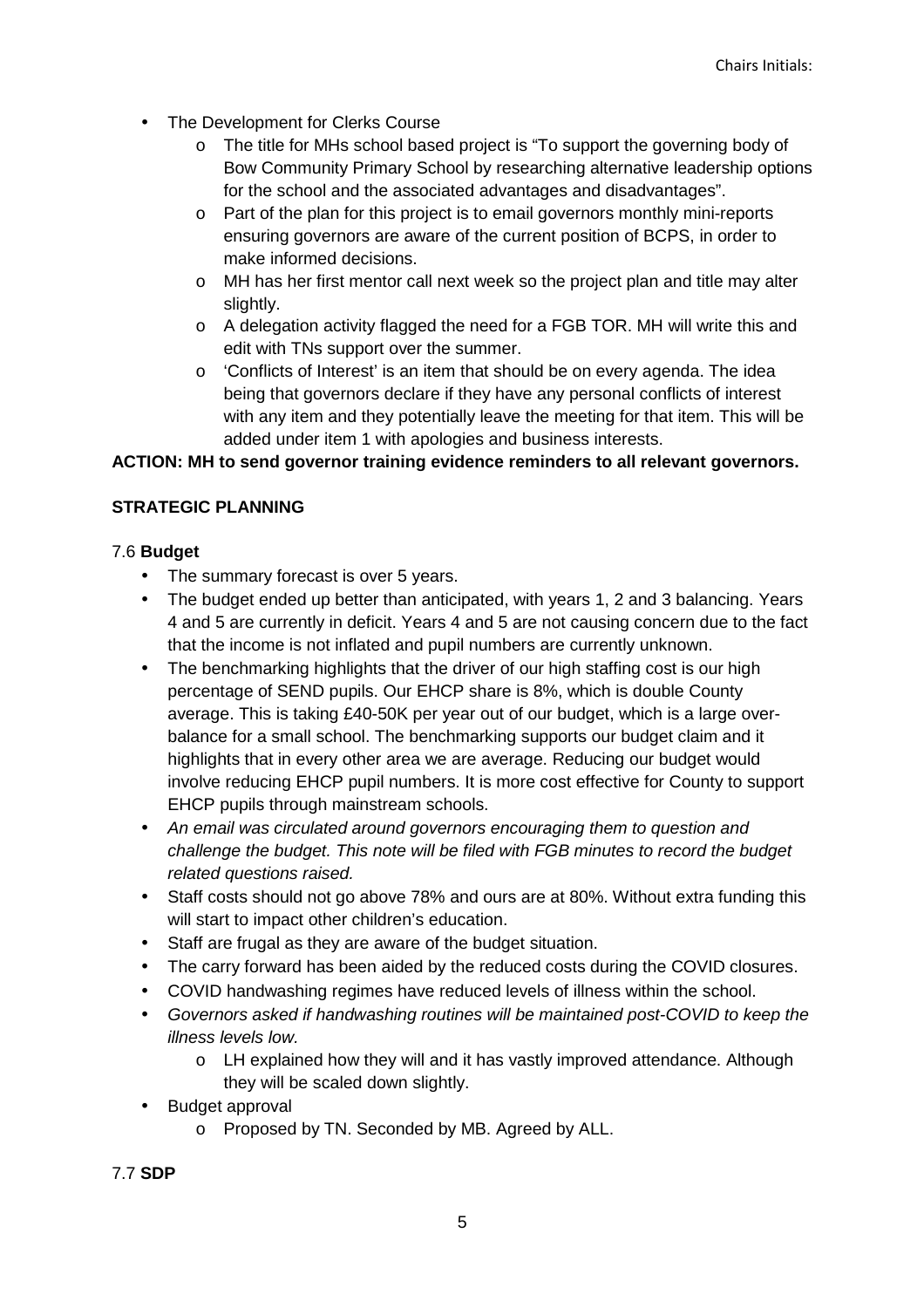- The Development for Clerks Course
    - The title for MHs school based project is "To support the governing body of Bow Community Primary School by researching alternative leadership options for the school and the associated advantages and disadvantages".
    - Part of the plan for this project is to email governors monthly mini-reports ensuring governors are aware of the current position of BCPS, in order to make informed decisions.
    - MH has her first mentor call next week so the project plan and title may alter slightly.
    - A delegation activity flagged the need for a FGB TOR. MH will write this and edit with TNs support over the summer.
    - 'Conflicts of Interest' is an item that should be on every agenda. The idea being that governors declare if they have any personal conflicts of interest with any item and they potentially leave the meeting for that item. This will be added under item 1 with apologies and business interests.

**ACTION: MH to send governor training evidence reminders to all relevant governors.**

**STRATEGIC PLANNING**

7.6 **Budget**

- The summary forecast is over 5 years.
- The budget ended up better than anticipated, with years 1, 2 and 3 balancing. Years 4 and 5 are currently in deficit. Years 4 and 5 are not causing concern due to the fact that the income is not inflated and pupil numbers are currently unknown.
- The benchmarking highlights that the driver of our high staffing cost is our high percentage of SEND pupils. Our EHCP share is 8%, which is double County average. This is taking £40-50K per year out of our budget, which is a large over-balance for a small school. The benchmarking supports our budget claim and it highlights that in every other area we are average. Reducing our budget would involve reducing EHCP pupil numbers. It is more cost effective for County to support EHCP pupils through mainstream schools.
- *An email was circulated around governors encouraging them to question and challenge the budget. This note will be filed with FGB minutes to record the budget related questions raised.*
- Staff costs should not go above 78% and ours are at 80%. Without extra funding this will start to impact other children's education.
- Staff are frugal as they are aware of the budget situation.
- The carry forward has been aided by the reduced costs during the COVID closures.
- COVID handwashing regimes have reduced levels of illness within the school.
- *Governors asked if handwashing routines will be maintained post-COVID to keep the illness levels low.*
    - LH explained how they will and it has vastly improved attendance. Although they will be scaled down slightly.
- Budget approval
    - Proposed by TN. Seconded by MB. Agreed by ALL.

7.7 **SDP**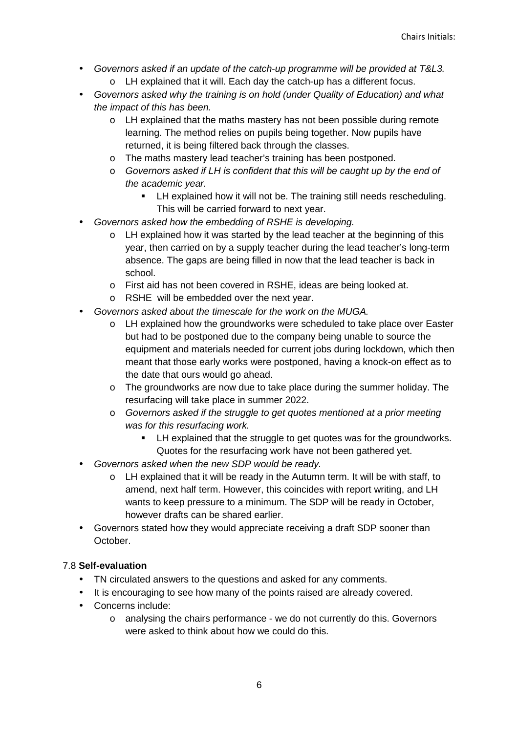- *Governors asked if an update of the catch-up programme will be provided at T&L3.*
    - LH explained that it will. Each day the catch-up has a different focus.
- *Governors asked why the training is on hold (under Quality of Education) and what the impact of this has been.*
    - LH explained that the maths mastery has not been possible during remote learning. The method relies on pupils being together. Now pupils have returned, it is being filtered back through the classes.
    - The maths mastery lead teacher's training has been postponed.
    - *Governors asked if LH is confident that this will be caught up by the end of the academic year.*
        - LH explained how it will not be. The training still needs rescheduling. This will be carried forward to next year.
- *Governors asked how the embedding of RSHE is developing.*
    - LH explained how it was started by the lead teacher at the beginning of this year, then carried on by a supply teacher during the lead teacher's long-term absence. The gaps are being filled in now that the lead teacher is back in school.
    - First aid has not been covered in RSHE, ideas are being looked at.
    - RSHE will be embedded over the next year.
- *Governors asked about the timescale for the work on the MUGA.*
    - LH explained how the groundworks were scheduled to take place over Easter but had to be postponed due to the company being unable to source the equipment and materials needed for current jobs during lockdown, which then meant that those early works were postponed, having a knock-on effect as to the date that ours would go ahead.
    - The groundworks are now due to take place during the summer holiday. The resurfacing will take place in summer 2022.
    - *Governors asked if the struggle to get quotes mentioned at a prior meeting was for this resurfacing work.*
        - LH explained that the struggle to get quotes was for the groundworks. Quotes for the resurfacing work have not been gathered yet.
- *Governors asked when the new SDP would be ready.*
    - LH explained that it will be ready in the Autumn term. It will be with staff, to amend, next half term. However, this coincides with report writing, and LH wants to keep pressure to a minimum. The SDP will be ready in October, however drafts can be shared earlier.
- Governors stated how they would appreciate receiving a draft SDP sooner than October.

7.8 **Self-evaluation**

- TN circulated answers to the questions and asked for any comments.
- It is encouraging to see how many of the points raised are already covered.
- Concerns include:
    - analysing the chairs performance - we do not currently do this. Governors were asked to think about how we could do this.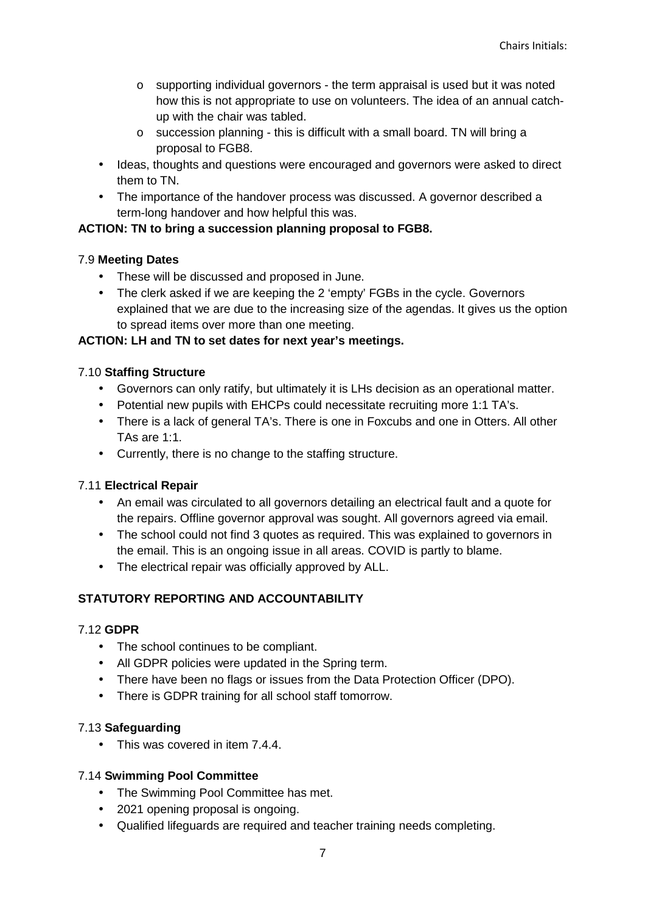- supporting individual governors - the term appraisal is used but it was noted how this is not appropriate to use on volunteers. The idea of an annual catch-up with the chair was tabled.
  - succession planning - this is difficult with a small board. TN will bring a proposal to FGB8.
- Ideas, thoughts and questions were encouraged and governors were asked to direct them to TN.
- The importance of the handover process was discussed. A governor described a term-long handover and how helpful this was.

**ACTION: TN to bring a succession planning proposal to FGB8.**

7.9 **Meeting Dates**

- These will be discussed and proposed in June.
- The clerk asked if we are keeping the 2 'empty' FGBs in the cycle. Governors explained that we are due to the increasing size of the agendas. It gives us the option to spread items over more than one meeting.

**ACTION: LH and TN to set dates for next year's meetings.**

7.10 **Staffing Structure**

- Governors can only ratify, but ultimately it is LHs decision as an operational matter.
- Potential new pupils with EHCPs could necessitate recruiting more 1:1 TA's.
- There is a lack of general TA's. There is one in Foxcubs and one in Otters. All other TAs are 1:1.
- Currently, there is no change to the staffing structure.

7.11 **Electrical Repair**

- An email was circulated to all governors detailing an electrical fault and a quote for the repairs. Offline governor approval was sought. All governors agreed via email.
- The school could not find 3 quotes as required. This was explained to governors in the email. This is an ongoing issue in all areas. COVID is partly to blame.
- The electrical repair was officially approved by ALL.

**STATUTORY REPORTING AND ACCOUNTABILITY**

7.12 **GDPR**

- The school continues to be compliant.
- All GDPR policies were updated in the Spring term.
- There have been no flags or issues from the Data Protection Officer (DPO).
- There is GDPR training for all school staff tomorrow.

7.13 **Safeguarding**

- This was covered in item 7.4.4.

7.14 **Swimming Pool Committee**

- The Swimming Pool Committee has met.
- 2021 opening proposal is ongoing.
- Qualified lifeguards are required and teacher training needs completing.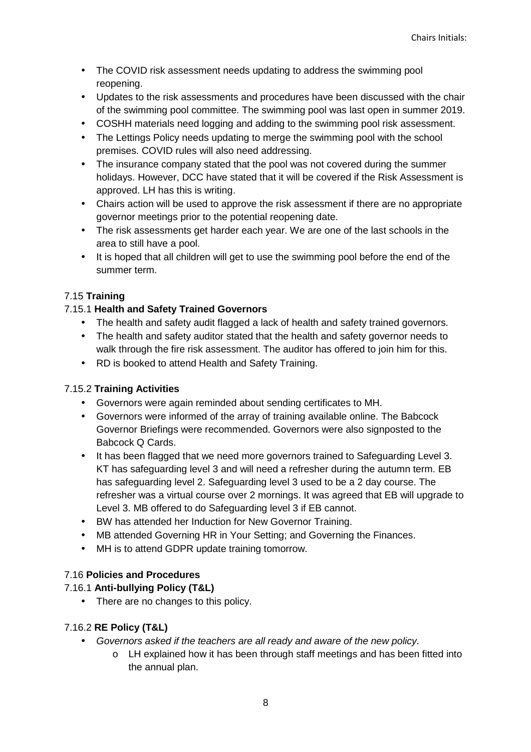- The COVID risk assessment needs updating to address the swimming pool reopening.
- Updates to the risk assessments and procedures have been discussed with the chair of the swimming pool committee. The swimming pool was last open in summer 2019.
- COSHH materials need logging and adding to the swimming pool risk assessment.
- The Lettings Policy needs updating to merge the swimming pool with the school premises. COVID rules will also need addressing.
- The insurance company stated that the pool was not covered during the summer holidays. However, DCC have stated that it will be covered if the Risk Assessment is approved. LH has this is writing.
- Chairs action will be used to approve the risk assessment if there are no appropriate governor meetings prior to the potential reopening date.
- The risk assessments get harder each year. We are one of the last schools in the area to still have a pool.
- It is hoped that all children will get to use the swimming pool before the end of the summer term.

### 7.15 **Training**

#### 7.15.1 **Health and Safety Trained Governors**

- The health and safety audit flagged a lack of health and safety trained governors.
- The health and safety auditor stated that the health and safety governor needs to walk through the fire risk assessment. The auditor has offered to join him for this.
- RD is booked to attend Health and Safety Training.

#### 7.15.2 **Training Activities**

- Governors were again reminded about sending certificates to MH.
- Governors were informed of the array of training available online. The Babcock Governor Briefings were recommended. Governors were also signposted to the Babcock Q Cards.
- It has been flagged that we need more governors trained to Safeguarding Level 3. KT has safeguarding level 3 and will need a refresher during the autumn term. EB has safeguarding level 2. Safeguarding level 3 used to be a 2 day course. The refresher was a virtual course over 2 mornings. It was agreed that EB will upgrade to Level 3. MB offered to do Safeguarding level 3 if EB cannot.
- BW has attended her Induction for New Governor Training.
- MB attended Governing HR in Your Setting; and Governing the Finances.
- MH is to attend GDPR update training tomorrow.

### 7.16 **Policies and Procedures**

#### 7.16.1 **Anti-bullying Policy (T&L)**

- There are no changes to this policy.

#### 7.16.2 **RE Policy (T&L)**

- *Governors asked if the teachers are all ready and aware of the new policy.*
    - LH explained how it has been through staff meetings and has been fitted into the annual plan.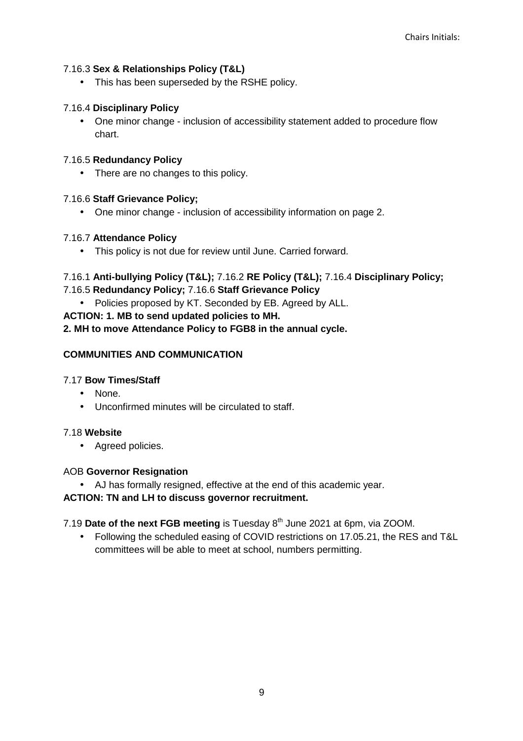7.16.3 **Sex & Relationships Policy (T&L)**

- This has been superseded by the RSHE policy.

7.16.4 **Disciplinary Policy**

- One minor change - inclusion of accessibility statement added to procedure flow chart.

7.16.5 **Redundancy Policy**

- There are no changes to this policy.

7.16.6 **Staff Grievance Policy;**

- One minor change - inclusion of accessibility information on page 2.

7.16.7 **Attendance Policy**

- This policy is not due for review until June. Carried forward.

7.16.1 **Anti-bullying Policy (T&L);** 7.16.2 **RE Policy (T&L);** 7.16.4 **Disciplinary Policy;** 7.16.5 **Redundancy Policy;** 7.16.6 **Staff Grievance Policy**

- Policies proposed by KT. Seconded by EB. Agreed by ALL.

**ACTION: 1. MB to send updated policies to MH.**
**2. MH to move Attendance Policy to FGB8 in the annual cycle.**

**COMMUNITIES AND COMMUNICATION**

7.17 **Bow Times/Staff**

- None.
- Unconfirmed minutes will be circulated to staff.

7.18 **Website**

- Agreed policies.

AOB **Governor Resignation**

- AJ has formally resigned, effective at the end of this academic year.

**ACTION: TN and LH to discuss governor recruitment.**

7.19 **Date of the next FGB meeting** is Tuesday 8th June 2021 at 6pm, via ZOOM.

- Following the scheduled easing of COVID restrictions on 17.05.21, the RES and T&L committees will be able to meet at school, numbers permitting.